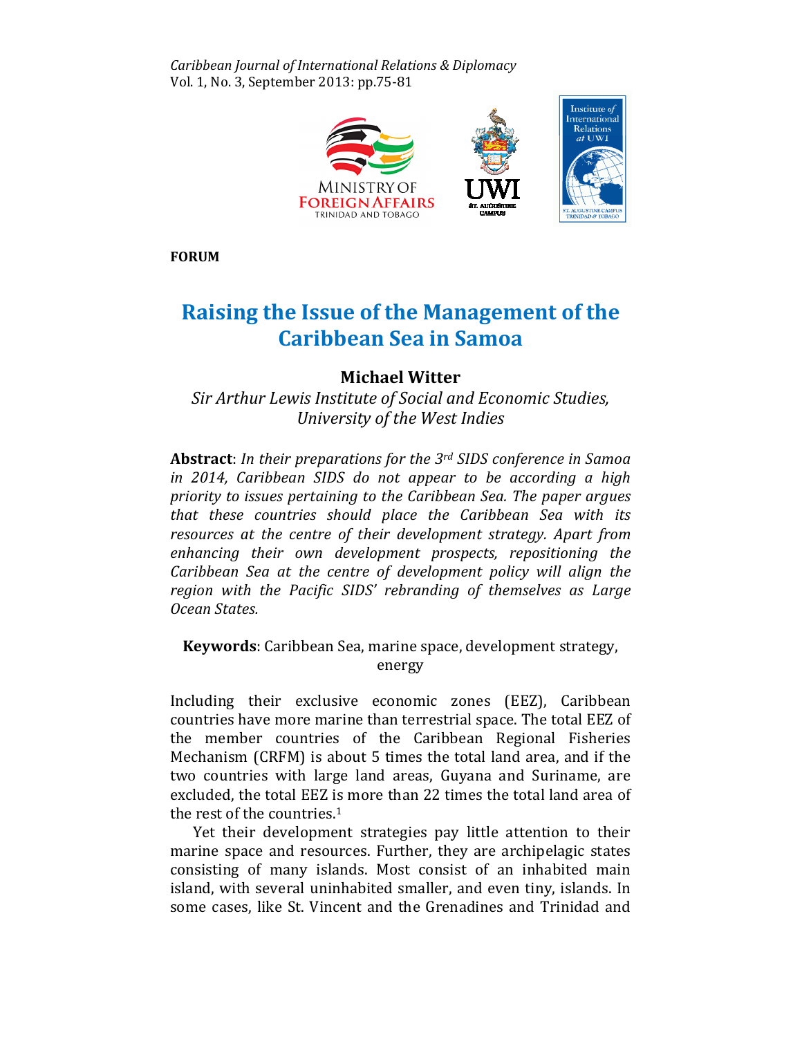FORUM

# Raising the Issue of the Management of the Caribbean Sea in Samoa

**Michael Witter**

*Sir Arthur Lewis Institute of Social and Economic Studies, University of the West Indies*

**Abstract**: *In their preparations for the 3rd SIDS conference in Samoa in 2014, Caribbean SIDS do not appear to be according a high priority to issues pertaining to the Caribbean Sea. The paper argues that these countries should place the Caribbean Sea with its resources at the centre of their development strategy. Apart from enhancing their own development prospects, repositioning the Caribbean Sea at the centre of development policy will align the region with the Pacific SIDS' rebranding of themselves as Large Ocean States.*

**Keywords**: Caribbean Sea, marine space, development strategy, energy

Including their exclusive economic zones (EEZ), Caribbean countries have more marine than terrestrial space. The total EEZ of the member countries of the Caribbean Regional Fisheries Mechanism (CRFM) is about 5 times the total land area, and if the two countries with large land areas, Guyana and Suriname, are excluded, the total EEZ is more than 22 times the total land area of the rest of the countries.[1]

Yet their development strategies pay little attention to their marine space and resources. Further, they are archipelagic states consisting of many islands. Most consist of an inhabited main island, with several uninhabited smaller, and even tiny, islands. In some cases, like St. Vincent and the Grenadines and Trinidad and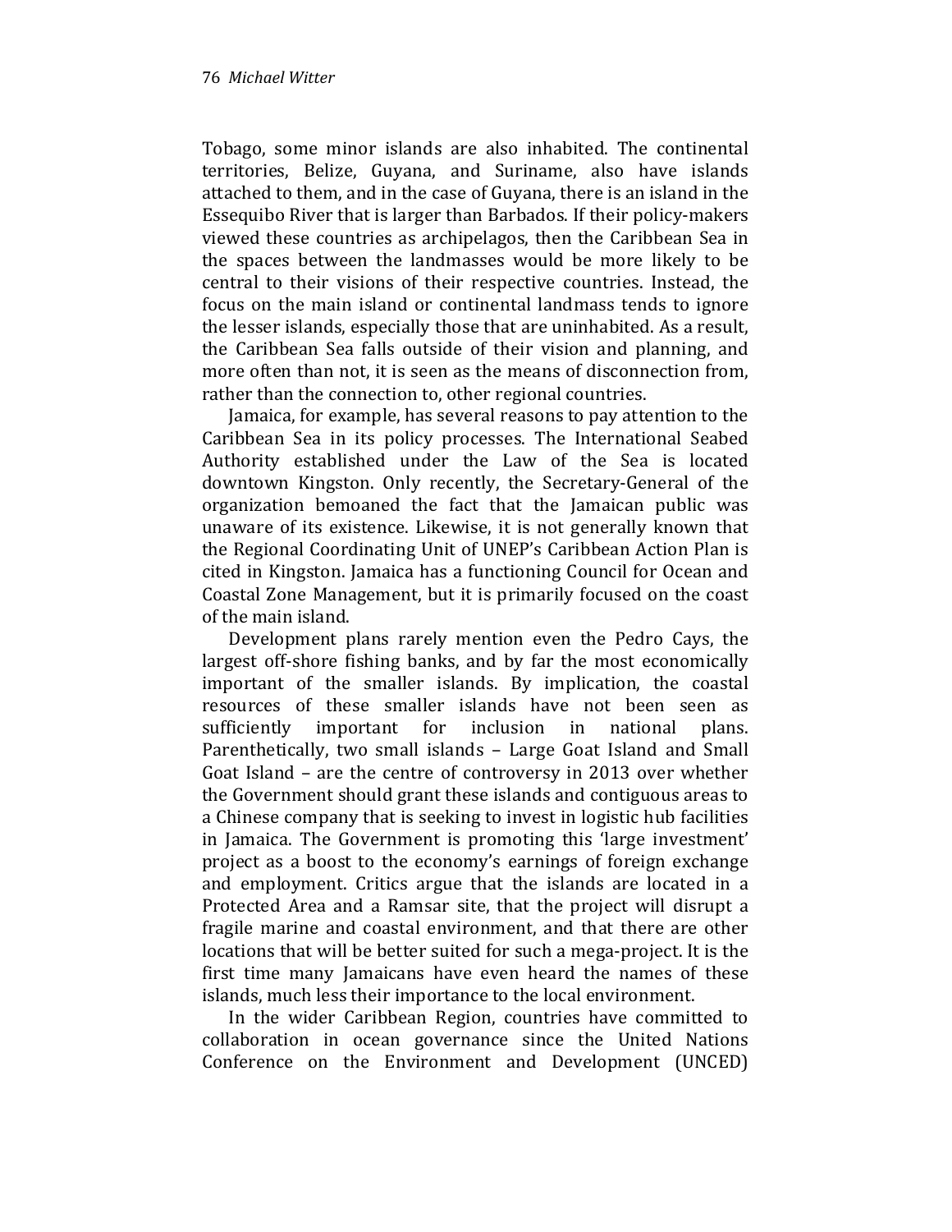Tobago, some minor islands are also inhabited. The continental territories, Belize, Guyana, and Suriname, also have islands attached to them, and in the case of Guyana, there is an island in the Essequibo River that is larger than Barbados. If their policy-makers viewed these countries as archipelagos, then the Caribbean Sea in the spaces between the landmasses would be more likely to be central to their visions of their respective countries. Instead, the focus on the main island or continental landmass tends to ignore the lesser islands, especially those that are uninhabited. As a result, the Caribbean Sea falls outside of their vision and planning, and more often than not, it is seen as the means of disconnection from, rather than the connection to, other regional countries.

Jamaica, for example, has several reasons to pay attention to the Caribbean Sea in its policy processes. The International Seabed Authority established under the Law of the Sea is located downtown Kingston. Only recently, the Secretary-General of the organization bemoaned the fact that the Jamaican public was unaware of its existence. Likewise, it is not generally known that the Regional Coordinating Unit of UNEP's Caribbean Action Plan is cited in Kingston. Jamaica has a functioning Council for Ocean and Coastal Zone Management, but it is primarily focused on the coast of the main island.

Development plans rarely mention even the Pedro Cays, the largest off-shore fishing banks, and by far the most economically important of the smaller islands. By implication, the coastal resources of these smaller islands have not been seen as sufficiently important for inclusion in national plans. Parenthetically, two small islands – Large Goat Island and Small Goat Island – are the centre of controversy in 2013 over whether the Government should grant these islands and contiguous areas to a Chinese company that is seeking to invest in logistic hub facilities in Jamaica. The Government is promoting this 'large investment' project as a boost to the economy's earnings of foreign exchange and employment. Critics argue that the islands are located in a Protected Area and a Ramsar site, that the project will disrupt a fragile marine and coastal environment, and that there are other locations that will be better suited for such a mega-project. It is the first time many Jamaicans have even heard the names of these islands, much less their importance to the local environment.

In the wider Caribbean Region, countries have committed to collaboration in ocean governance since the United Nations Conference on the Environment and Development (UNCED)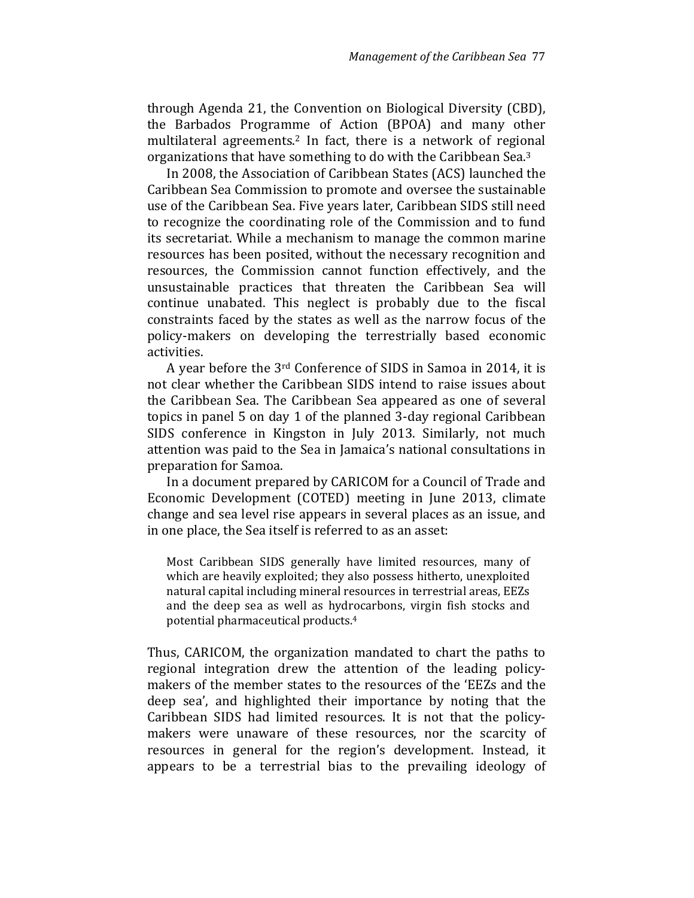through Agenda 21, the Convention on Biological Diversity (CBD), the Barbados Programme of Action (BPOA) and many other multilateral agreements.[2] In fact, there is a network of regional organizations that have something to do with the Caribbean Sea.[3]

In 2008, the Association of Caribbean States (ACS) launched the Caribbean Sea Commission to promote and oversee the sustainable use of the Caribbean Sea. Five years later, Caribbean SIDS still need to recognize the coordinating role of the Commission and to fund its secretariat. While a mechanism to manage the common marine resources has been posited, without the necessary recognition and resources, the Commission cannot function effectively, and the unsustainable practices that threaten the Caribbean Sea will continue unabated. This neglect is probably due to the fiscal constraints faced by the states as well as the narrow focus of the policy-makers on developing the terrestrially based economic activities.

A year before the 3rd Conference of SIDS in Samoa in 2014, it is not clear whether the Caribbean SIDS intend to raise issues about the Caribbean Sea. The Caribbean Sea appeared as one of several topics in panel 5 on day 1 of the planned 3-day regional Caribbean SIDS conference in Kingston in July 2013. Similarly, not much attention was paid to the Sea in Jamaica's national consultations in preparation for Samoa.

In a document prepared by CARICOM for a Council of Trade and Economic Development (COTED) meeting in June 2013, climate change and sea level rise appears in several places as an issue, and in one place, the Sea itself is referred to as an asset:

> Most Caribbean SIDS generally have limited resources, many of which are heavily exploited; they also possess hitherto, unexploited natural capital including mineral resources in terrestrial areas, EEZs and the deep sea as well as hydrocarbons, virgin fish stocks and potential pharmaceutical products.[4]

Thus, CARICOM, the organization mandated to chart the paths to regional integration drew the attention of the leading policy-makers of the member states to the resources of the 'EEZs and the deep sea', and highlighted their importance by noting that the Caribbean SIDS had limited resources. It is not that the policy-makers were unaware of these resources, nor the scarcity of resources in general for the region's development. Instead, it appears to be a terrestrial bias to the prevailing ideology of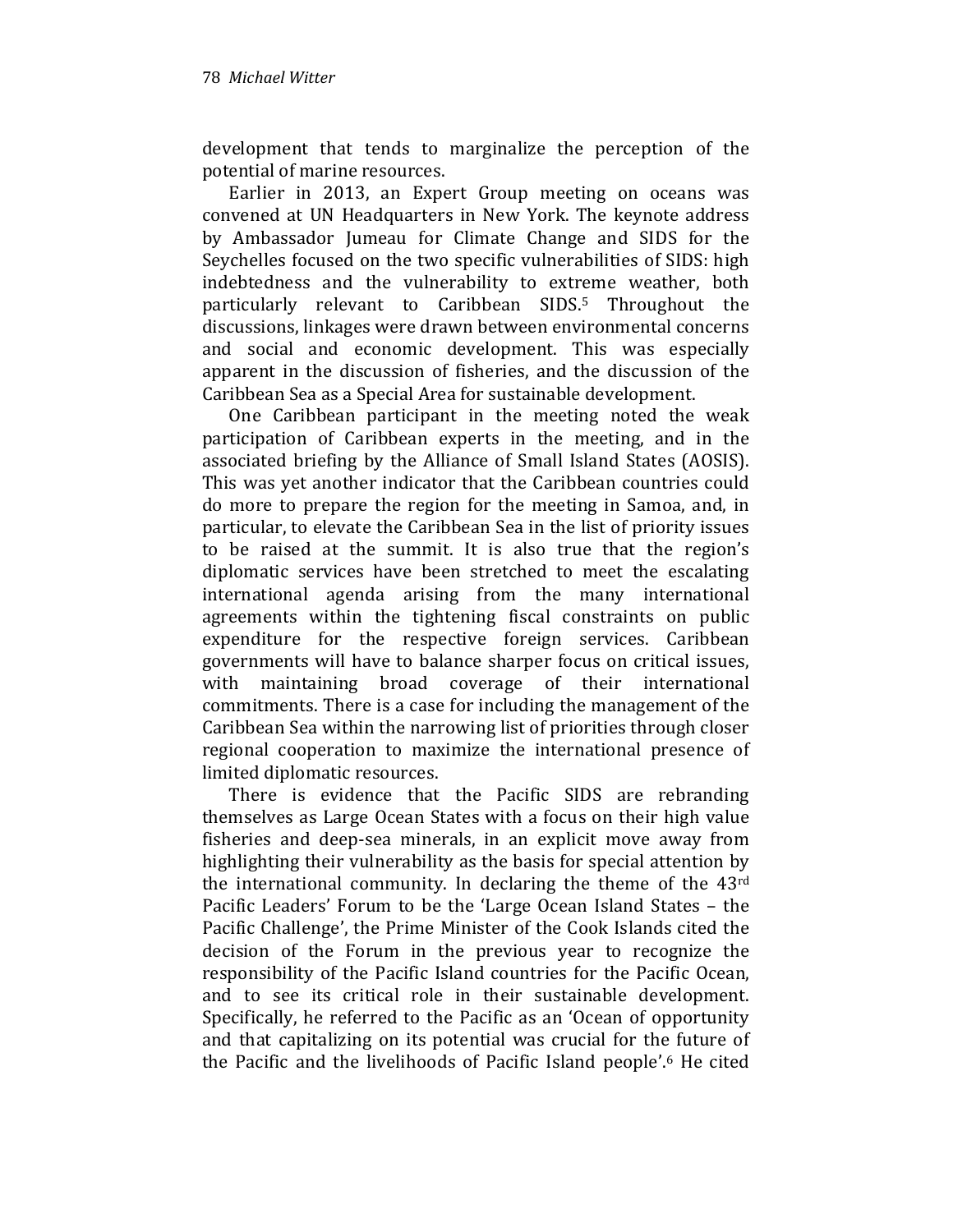development that tends to marginalize the perception of the potential of marine resources.

Earlier in 2013, an Expert Group meeting on oceans was convened at UN Headquarters in New York. The keynote address by Ambassador Jumeau for Climate Change and SIDS for the Seychelles focused on the two specific vulnerabilities of SIDS: high indebtedness and the vulnerability to extreme weather, both particularly relevant to Caribbean SIDS.[5] Throughout the discussions, linkages were drawn between environmental concerns and social and economic development. This was especially apparent in the discussion of fisheries, and the discussion of the Caribbean Sea as a Special Area for sustainable development.

One Caribbean participant in the meeting noted the weak participation of Caribbean experts in the meeting, and in the associated briefing by the Alliance of Small Island States (AOSIS). This was yet another indicator that the Caribbean countries could do more to prepare the region for the meeting in Samoa, and, in particular, to elevate the Caribbean Sea in the list of priority issues to be raised at the summit. It is also true that the region's diplomatic services have been stretched to meet the escalating international agenda arising from the many international agreements within the tightening fiscal constraints on public expenditure for the respective foreign services. Caribbean governments will have to balance sharper focus on critical issues, with maintaining broad coverage of their international commitments. There is a case for including the management of the Caribbean Sea within the narrowing list of priorities through closer regional cooperation to maximize the international presence of limited diplomatic resources.

There is evidence that the Pacific SIDS are rebranding themselves as Large Ocean States with a focus on their high value fisheries and deep-sea minerals, in an explicit move away from highlighting their vulnerability as the basis for special attention by the international community. In declaring the theme of the 43rd Pacific Leaders' Forum to be the 'Large Ocean Island States – the Pacific Challenge', the Prime Minister of the Cook Islands cited the decision of the Forum in the previous year to recognize the responsibility of the Pacific Island countries for the Pacific Ocean, and to see its critical role in their sustainable development. Specifically, he referred to the Pacific as an 'Ocean of opportunity and that capitalizing on its potential was crucial for the future of the Pacific and the livelihoods of Pacific Island people'.[6] He cited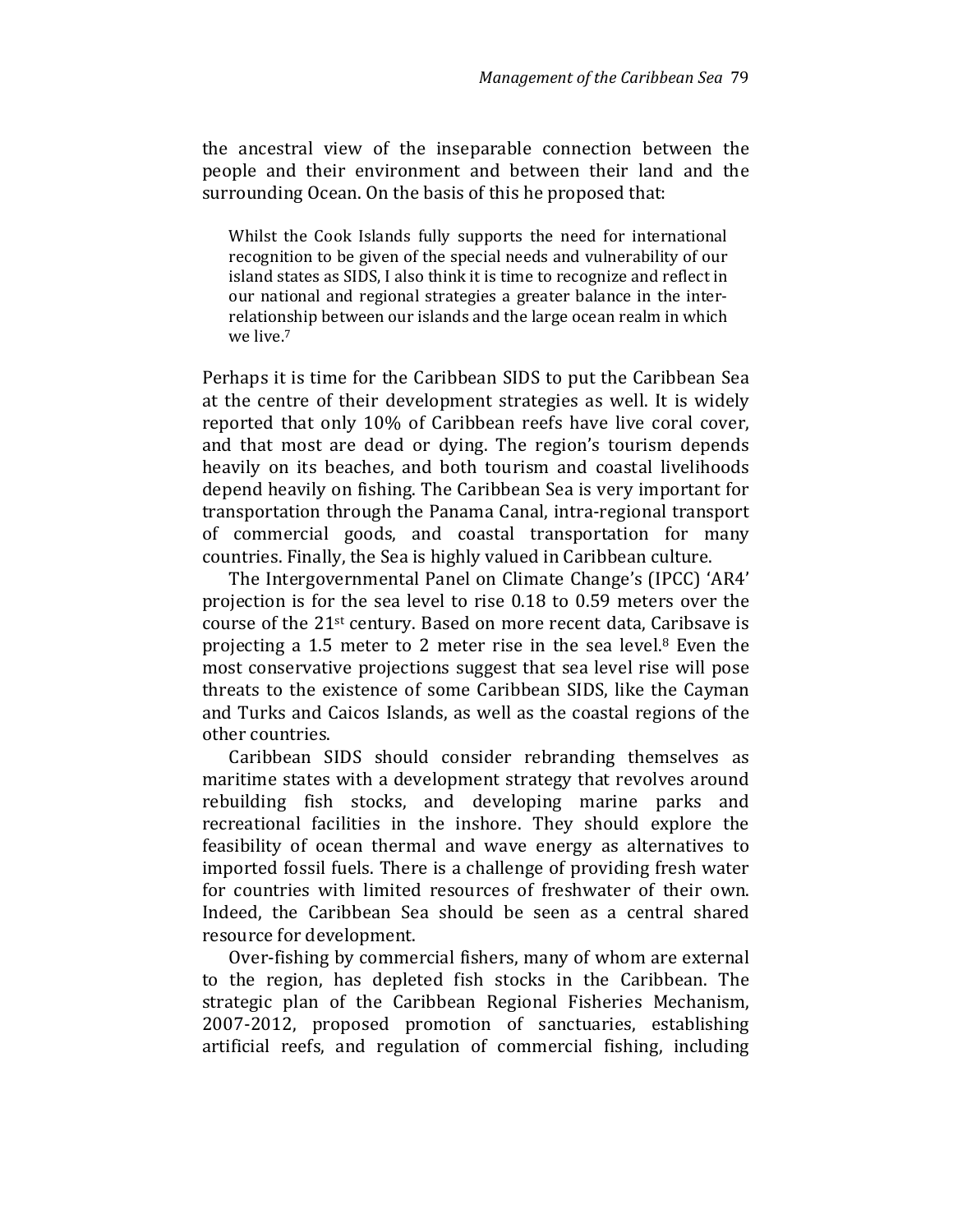the ancestral view of the inseparable connection between the people and their environment and between their land and the surrounding Ocean. On the basis of this he proposed that:

> Whilst the Cook Islands fully supports the need for international recognition to be given of the special needs and vulnerability of our island states as SIDS, I also think it is time to recognize and reflect in our national and regional strategies a greater balance in the inter-relationship between our islands and the large ocean realm in which we live.[7]

Perhaps it is time for the Caribbean SIDS to put the Caribbean Sea at the centre of their development strategies as well. It is widely reported that only 10% of Caribbean reefs have live coral cover, and that most are dead or dying. The region's tourism depends heavily on its beaches, and both tourism and coastal livelihoods depend heavily on fishing. The Caribbean Sea is very important for transportation through the Panama Canal, intra-regional transport of commercial goods, and coastal transportation for many countries. Finally, the Sea is highly valued in Caribbean culture.

The Intergovernmental Panel on Climate Change's (IPCC) 'AR4' projection is for the sea level to rise 0.18 to 0.59 meters over the course of the 21st century. Based on more recent data, Caribsave is projecting a 1.5 meter to 2 meter rise in the sea level.[8] Even the most conservative projections suggest that sea level rise will pose threats to the existence of some Caribbean SIDS, like the Cayman and Turks and Caicos Islands, as well as the coastal regions of the other countries.

Caribbean SIDS should consider rebranding themselves as maritime states with a development strategy that revolves around rebuilding fish stocks, and developing marine parks and recreational facilities in the inshore. They should explore the feasibility of ocean thermal and wave energy as alternatives to imported fossil fuels. There is a challenge of providing fresh water for countries with limited resources of freshwater of their own. Indeed, the Caribbean Sea should be seen as a central shared resource for development.

Over-fishing by commercial fishers, many of whom are external to the region, has depleted fish stocks in the Caribbean. The strategic plan of the Caribbean Regional Fisheries Mechanism, 2007-2012, proposed promotion of sanctuaries, establishing artificial reefs, and regulation of commercial fishing, including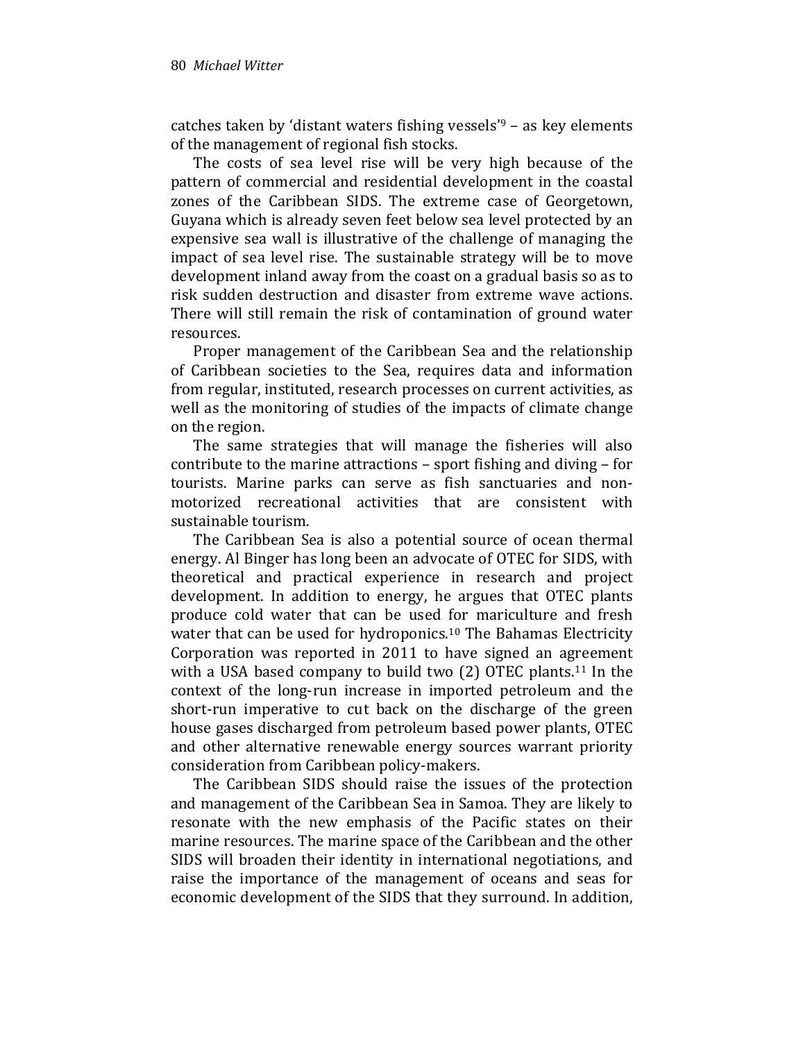catches taken by 'distant waters fishing vessels'[9] – as key elements of the management of regional fish stocks.

The costs of sea level rise will be very high because of the pattern of commercial and residential development in the coastal zones of the Caribbean SIDS. The extreme case of Georgetown, Guyana which is already seven feet below sea level protected by an expensive sea wall is illustrative of the challenge of managing the impact of sea level rise. The sustainable strategy will be to move development inland away from the coast on a gradual basis so as to risk sudden destruction and disaster from extreme wave actions. There will still remain the risk of contamination of ground water resources.

Proper management of the Caribbean Sea and the relationship of Caribbean societies to the Sea, requires data and information from regular, instituted, research processes on current activities, as well as the monitoring of studies of the impacts of climate change on the region.

The same strategies that will manage the fisheries will also contribute to the marine attractions – sport fishing and diving – for tourists. Marine parks can serve as fish sanctuaries and non-motorized recreational activities that are consistent with sustainable tourism.

The Caribbean Sea is also a potential source of ocean thermal energy. Al Binger has long been an advocate of OTEC for SIDS, with theoretical and practical experience in research and project development. In addition to energy, he argues that OTEC plants produce cold water that can be used for mariculture and fresh water that can be used for hydroponics.[10] The Bahamas Electricity Corporation was reported in 2011 to have signed an agreement with a USA based company to build two (2) OTEC plants.[11] In the context of the long-run increase in imported petroleum and the short-run imperative to cut back on the discharge of the green house gases discharged from petroleum based power plants, OTEC and other alternative renewable energy sources warrant priority consideration from Caribbean policy-makers.

The Caribbean SIDS should raise the issues of the protection and management of the Caribbean Sea in Samoa. They are likely to resonate with the new emphasis of the Pacific states on their marine resources. The marine space of the Caribbean and the other SIDS will broaden their identity in international negotiations, and raise the importance of the management of oceans and seas for economic development of the SIDS that they surround. In addition,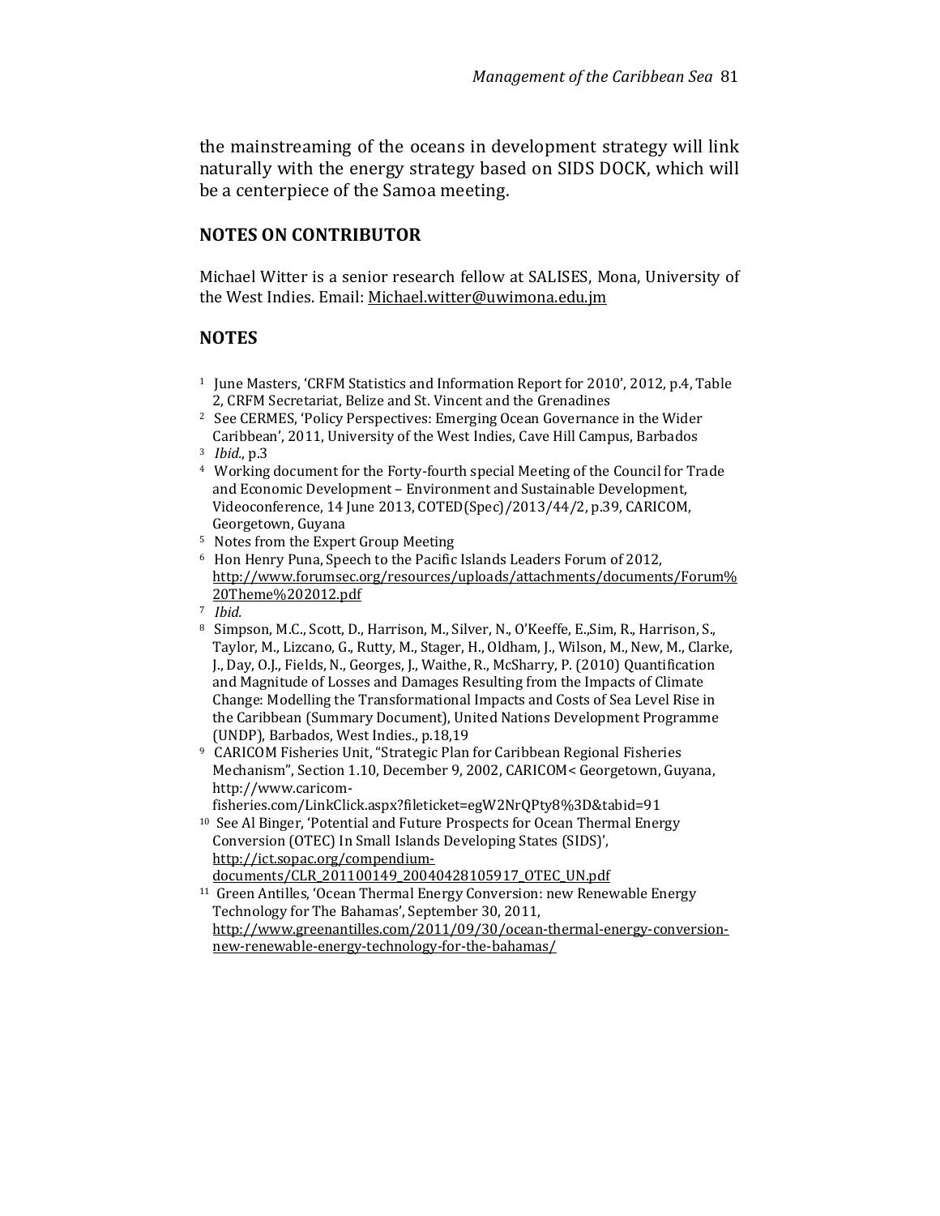the mainstreaming of the oceans in development strategy will link naturally with the energy strategy based on SIDS DOCK, which will be a centerpiece of the Samoa meeting.

## NOTES ON CONTRIBUTOR

Michael Witter is a senior research fellow at SALISES, Mona, University of the West Indies. Email: Michael.witter@uwimona.edu.jm

## NOTES

1. June Masters, 'CRFM Statistics and Information Report for 2010', 2012, p.4, Table 2, CRFM Secretariat, Belize and St. Vincent and the Grenadines
2. See CERMES, 'Policy Perspectives: Emerging Ocean Governance in the Wider Caribbean', 2011, University of the West Indies, Cave Hill Campus, Barbados
3. *Ibid.*, p.3
4. Working document for the Forty-fourth special Meeting of the Council for Trade and Economic Development – Environment and Sustainable Development, Videoconference, 14 June 2013, COTED(Spec)/2013/44/2, p.39, CARICOM, Georgetown, Guyana
5. Notes from the Expert Group Meeting
6. Hon Henry Puna, Speech to the Pacific Islands Leaders Forum of 2012, http://www.forumsec.org/resources/uploads/attachments/documents/Forum%20Theme%202012.pdf
7. *Ibid.*
8. Simpson, M.C., Scott, D., Harrison, M., Silver, N., O'Keeffe, E.,Sim, R., Harrison, S., Taylor, M., Lizcano, G., Rutty, M., Stager, H., Oldham, J., Wilson, M., New, M., Clarke, J., Day, O.J., Fields, N., Georges, J., Waithe, R., McSharry, P. (2010) Quantification and Magnitude of Losses and Damages Resulting from the Impacts of Climate Change: Modelling the Transformational Impacts and Costs of Sea Level Rise in the Caribbean (Summary Document), United Nations Development Programme (UNDP), Barbados, West Indies., p.18,19
9. CARICOM Fisheries Unit, "Strategic Plan for Caribbean Regional Fisheries Mechanism", Section 1.10, December 9, 2002, CARICOM< Georgetown, Guyana, http://www.caricom-fisheries.com/LinkClick.aspx?fileticket=egW2NrQPty8%3D&tabid=91
10. See Al Binger, 'Potential and Future Prospects for Ocean Thermal Energy Conversion (OTEC) In Small Islands Developing States (SIDS)', http://ict.sopac.org/compendium-documents/CLR_201100149_20040428105917_OTEC_UN.pdf
11. Green Antilles, 'Ocean Thermal Energy Conversion: new Renewable Energy Technology for The Bahamas', September 30, 2011, http://www.greenantilles.com/2011/09/30/ocean-thermal-energy-conversion-new-renewable-energy-technology-for-the-bahamas/